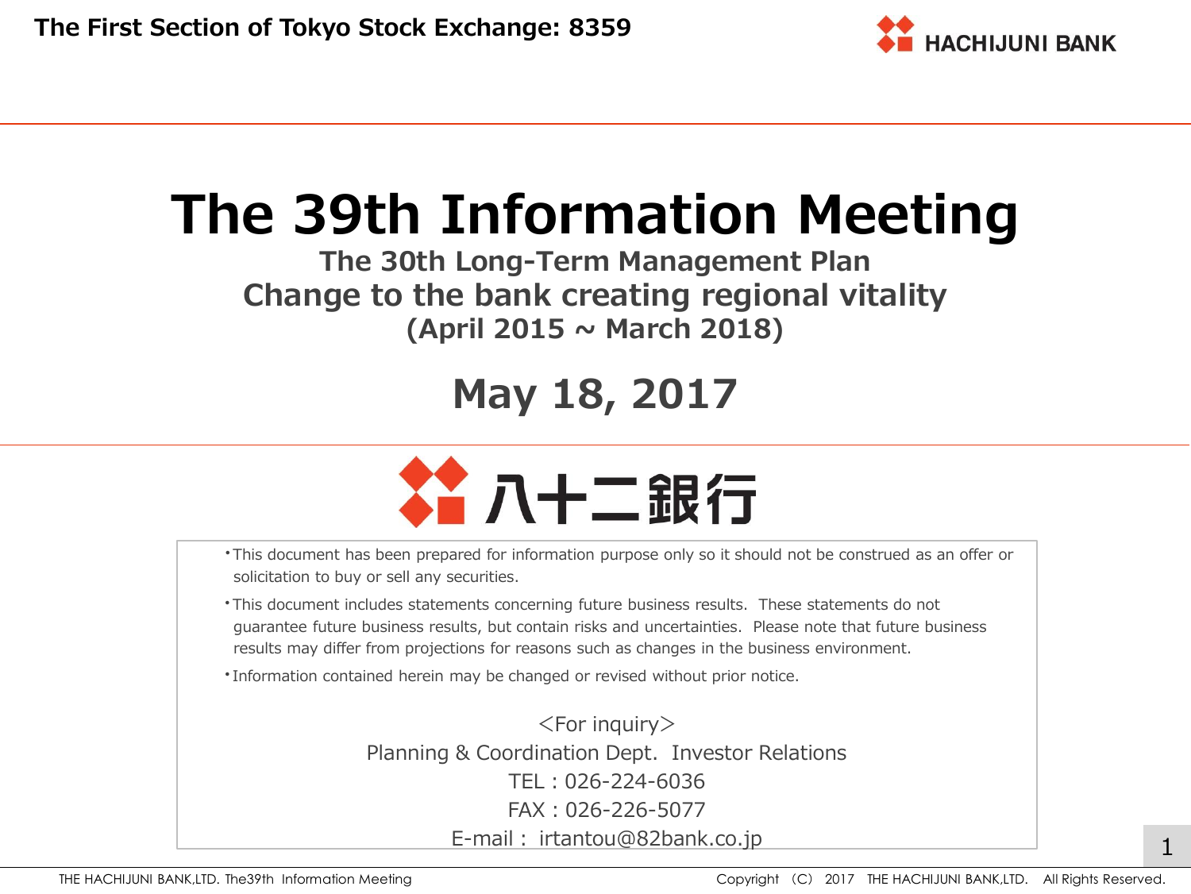The First Section of Tokyo Stock Exchange: 8359

HACHIJUNI BANK

# The 39th Information Meeting

## The 30th Long-Term Management Plan
## Change to the bank creating regional vitality
## (April 2015 ~ March 2018)

## May 18, 2017

八十二銀行

- This document has been prepared for information purpose only so it should not be construed as an offer or solicitation to buy or sell any securities.
- This document includes statements concerning future business results. These statements do not guarantee future business results, but contain risks and uncertainties. Please note that future business results may differ from projections for reasons such as changes in the business environment.
- Information contained herein may be changed or revised without prior notice.

<For inquiry>
Planning & Coordination Dept. Investor Relations
TEL : 026-224-6036
FAX : 026-226-5077
E-mail : irtantou@82bank.co.jp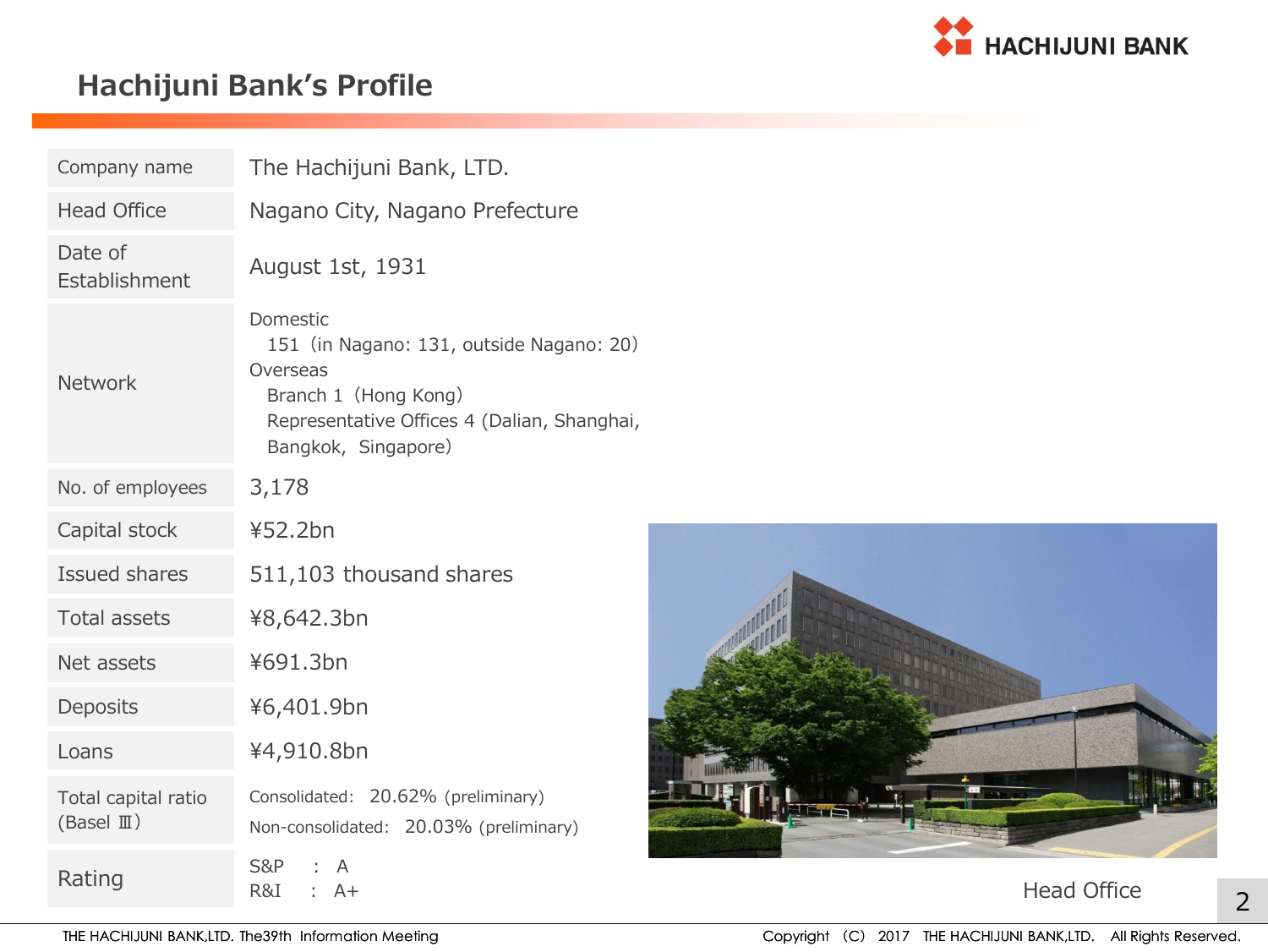# Hachijuni Bank's Profile

| | |
|---|---|
| Company name | The Hachijuni Bank, LTD. |
| Head Office | Nagano City, Nagano Prefecture |
| Date of Establishment | August 1st, 1931 |
| Network | Domestic<br>151 (in Nagano: 131, outside Nagano: 20)<br>Overseas<br>Branch 1 (Hong Kong)<br>Representative Offices 4 (Dalian, Shanghai, Bangkok, Singapore) |
| No. of employees | 3,178 |
| Capital stock | ¥52.2bn |
| Issued shares | 511,103 thousand shares |
| Total assets | ¥8,642.3bn |
| Net assets | ¥691.3bn |
| Deposits | ¥6,401.9bn |
| Loans | ¥4,910.8bn |
| Total capital ratio (Basel Ⅲ) | Consolidated: 20.62% (preliminary)<br>Non-consolidated: 20.03% (preliminary) |
| Rating | S&P : A<br>R&I : A+ |

Head Office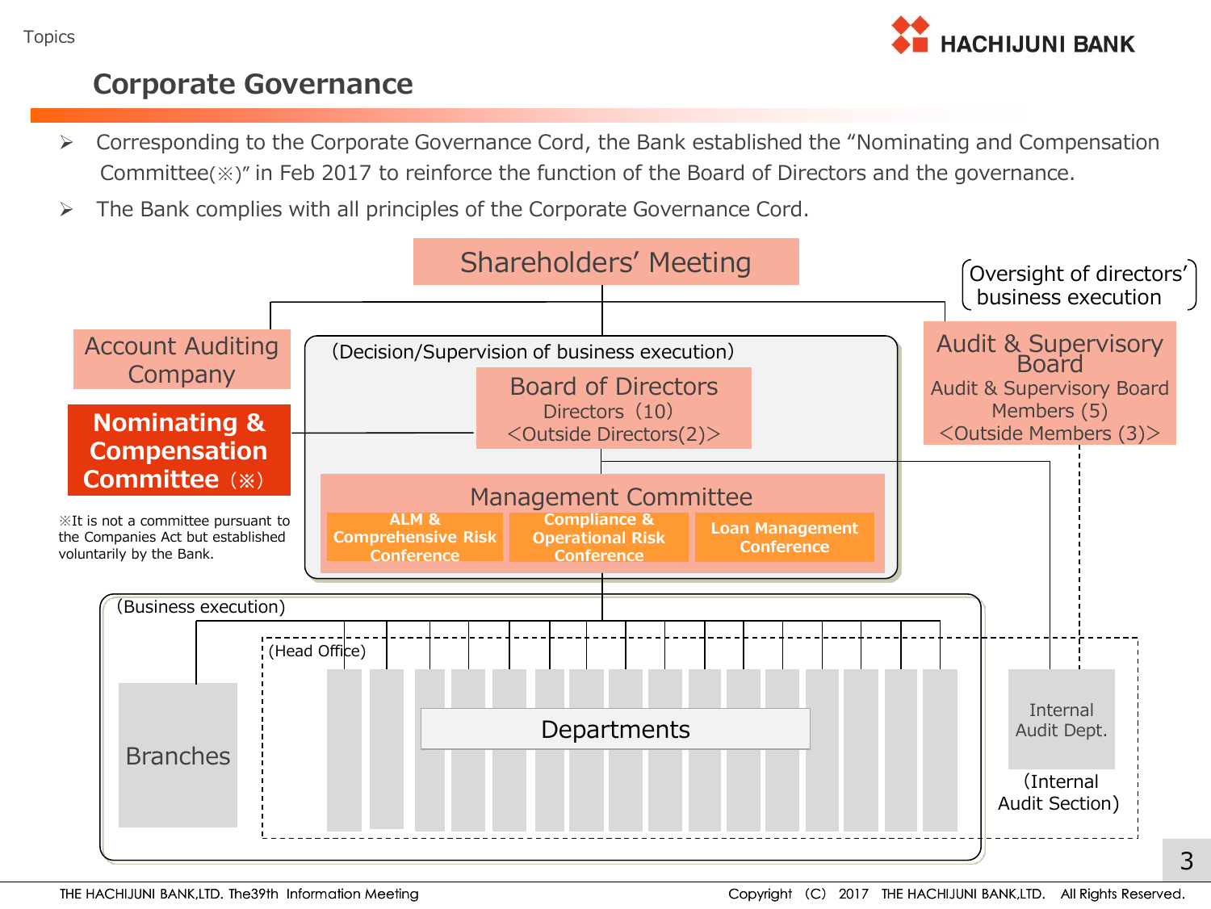## Corporate Governance

- Corresponding to the Corporate Governance Cord, the Bank established the "Nominating and Compensation Committee(※)" in Feb 2017 to reinforce the function of the Board of Directors and the governance.
- The Bank complies with all principles of the Corporate Governance Cord.

Shareholders' Meeting

(Oversight of directors' business execution)

Account Auditing Company

**Nominating & Compensation Committee (※)**

※It is not a committee pursuant to the Companies Act but established voluntarily by the Bank.

(Decision/Supervision of business execution)

Board of Directors
Directors (10)
<Outside Directors(2)>

Audit & Supervisory Board
Audit & Supervisory Board Members (5)
<Outside Members (3)>

Management Committee

- ALM & Comprehensive Risk Conference
- Compliance & Operational Risk Conference
- Loan Management Conference

(Business execution)

Branches

(Head Office)

Departments

Internal Audit Dept.

(Internal Audit Section)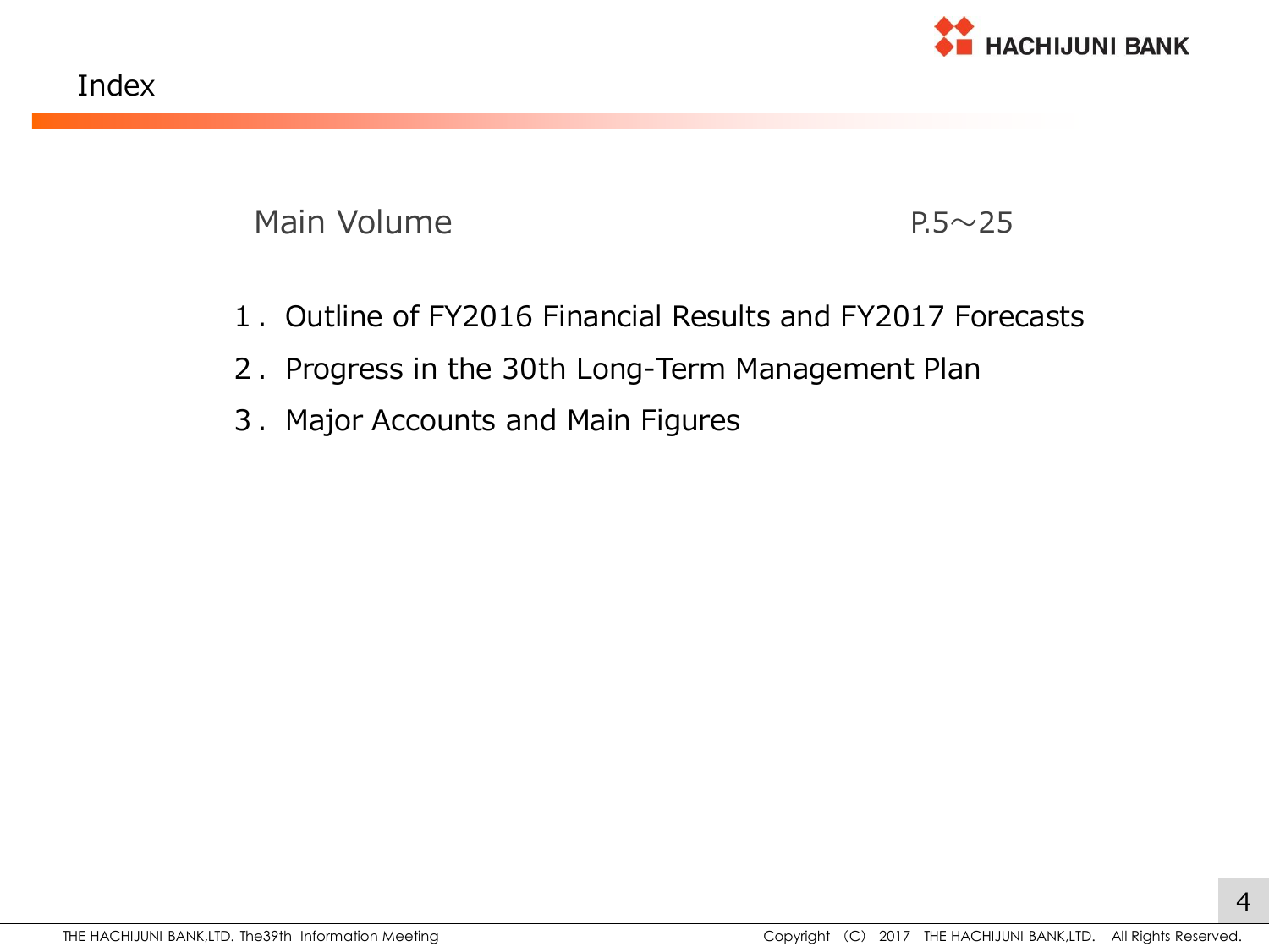# Index

## Main Volume P.5～25

1．Outline of FY2016 Financial Results and FY2017 Forecasts

2．Progress in the 30th Long-Term Management Plan

3．Major Accounts and Main Figures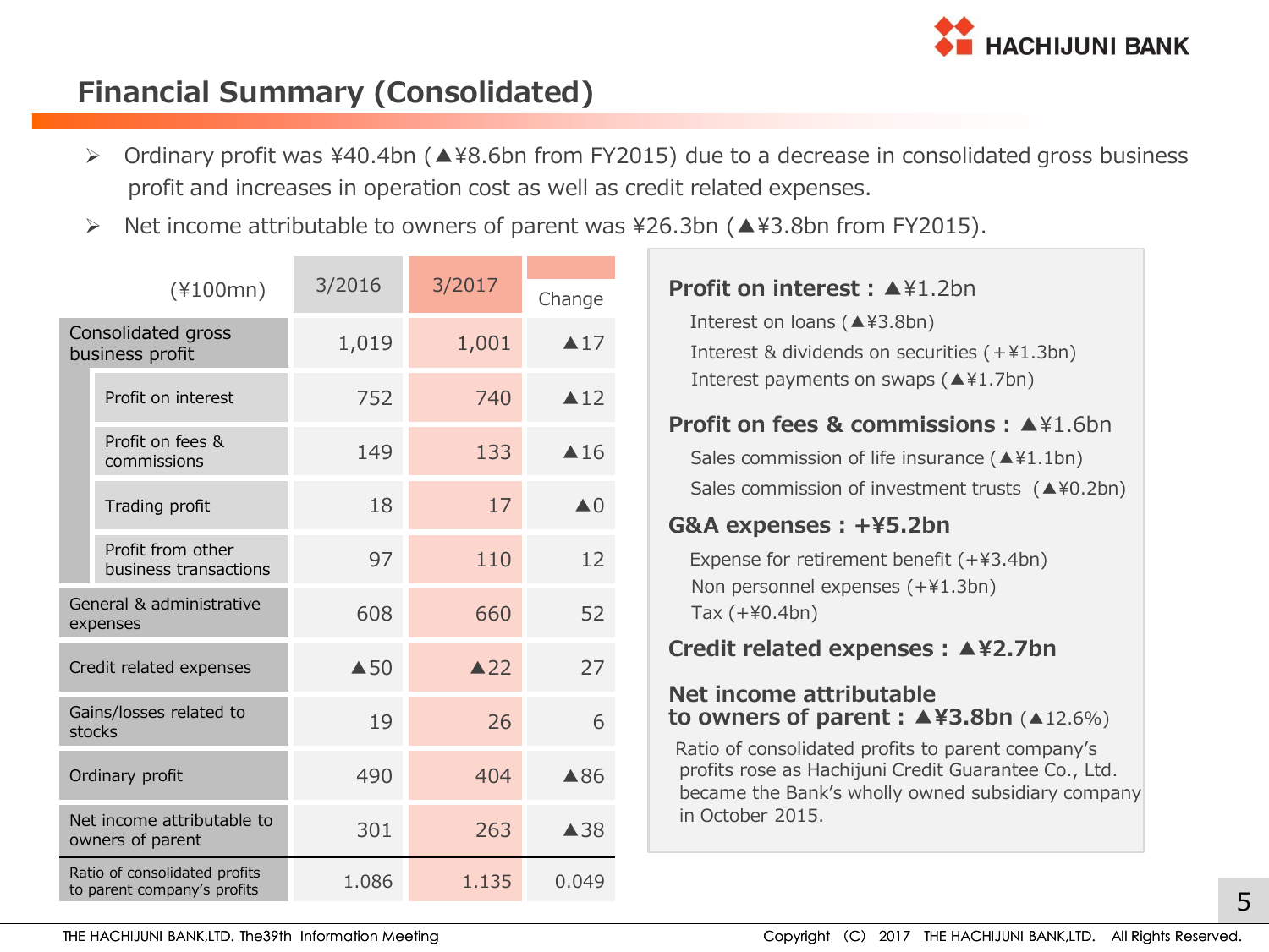# Financial Summary (Consolidated)

- Ordinary profit was ¥40.4bn (▲¥8.6bn from FY2015) due to a decrease in consolidated gross business profit and increases in operation cost as well as credit related expenses.
- Net income attributable to owners of parent was ¥26.3bn (▲¥3.8bn from FY2015).

| (¥100mn) | 3/2016 | 3/2017 | Change |
|---|---|---|---|
| Consolidated gross business profit | 1,019 | 1,001 | ▲17 |
| Profit on interest | 752 | 740 | ▲12 |
| Profit on fees & commissions | 149 | 133 | ▲16 |
| Trading profit | 18 | 17 | ▲0 |
| Profit from other business transactions | 97 | 110 | 12 |
| General & administrative expenses | 608 | 660 | 52 |
| Credit related expenses | ▲50 | ▲22 | 27 |
| Gains/losses related to stocks | 19 | 26 | 6 |
| Ordinary profit | 490 | 404 | ▲86 |
| Net income attributable to owners of parent | 301 | 263 | ▲38 |
| Ratio of consolidated profits to parent company's profits | 1.086 | 1.135 | 0.049 |

**Profit on interest : ▲¥1.2bn**

Interest on loans (▲¥3.8bn)
Interest & dividends on securities (+¥1.3bn)
Interest payments on swaps (▲¥1.7bn)

**Profit on fees & commissions : ▲¥1.6bn**

Sales commission of life insurance (▲¥1.1bn)
Sales commission of investment trusts (▲¥0.2bn)

**G&A expenses : +¥5.2bn**

Expense for retirement benefit (+¥3.4bn)
Non personnel expenses (+¥1.3bn)
Tax (+¥0.4bn)

**Credit related expenses : ▲¥2.7bn**

**Net income attributable to owners of parent : ▲¥3.8bn** (▲12.6%)

Ratio of consolidated profits to parent company's profits rose as Hachijuni Credit Guarantee Co., Ltd. became the Bank's wholly owned subsidiary company in October 2015.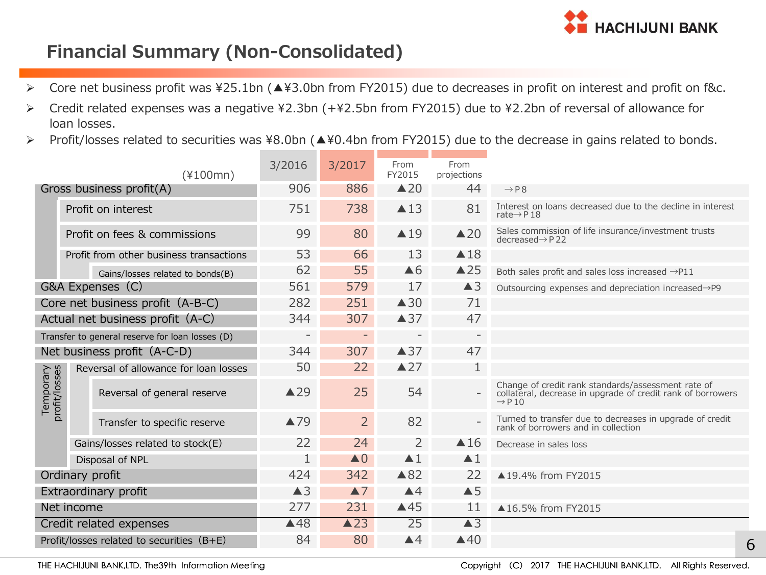# Financial Summary (Non-Consolidated)

- Core net business profit was ¥25.1bn (▲¥3.0bn from FY2015) due to decreases in profit on interest and profit on f&c.
- Credit related expenses was a negative ¥2.3bn (+¥2.5bn from FY2015) due to ¥2.2bn of reversal of allowance for loan losses.
- Profit/losses related to securities was ¥8.0bn (▲¥0.4bn from FY2015) due to the decrease in gains related to bonds.

| (¥100mn) | | | 3/2016 | 3/2017 | From FY2015 | From projections | |
|---|---|---|---|---|---|---|---|
| Gross business profit(A) | | | 906 | 886 | ▲20 | 44 | →P8 |
| | Profit on interest | | 751 | 738 | ▲13 | 81 | Interest on loans decreased due to the decline in interest rate→P18 |
| | Profit on fees & commissions | | 99 | 80 | ▲19 | ▲20 | Sales commission of life insurance/investment trusts decreased→P22 |
| | Profit from other business transactions | | 53 | 66 | 13 | ▲18 | |
| | | Gains/losses related to bonds(B) | 62 | 55 | ▲6 | ▲25 | Both sales profit and sales loss increased →P11 |
| G&A Expenses (C) | | | 561 | 579 | 17 | ▲3 | Outsourcing expenses and depreciation increased→P9 |
| Core net business profit (A-B-C) | | | 282 | 251 | ▲30 | 71 | |
| Actual net business profit (A-C) | | | 344 | 307 | ▲37 | 47 | |
| Transfer to general reserve for loan losses (D) | | | - | - | - | - | |
| Net business profit (A-C-D) | | | 344 | 307 | ▲37 | 47 | |
| Temporary profit/losses | Reversal of allowance for loan losses | | 50 | 22 | ▲27 | 1 | |
| | | Reversal of general reserve | ▲29 | 25 | 54 | - | Change of credit rank standards/assessment rate of collateral, decrease in upgrade of credit rank of borrowers →P10 |
| | | Transfer to specific reserve | ▲79 | 2 | 82 | - | Turned to transfer due to decreases in upgrade of credit rank of borrowers and in collection |
| | Gains/losses related to stock(E) | | 22 | 24 | 2 | ▲16 | Decrease in sales loss |
| | Disposal of NPL | | 1 | ▲0 | ▲1 | ▲1 | |
| Ordinary profit | | | 424 | 342 | ▲82 | 22 | ▲19.4% from FY2015 |
| Extraordinary profit | | | ▲3 | ▲7 | ▲4 | ▲5 | |
| Net income | | | 277 | 231 | ▲45 | 11 | ▲16.5% from FY2015 |
| Credit related expenses | | | ▲48 | ▲23 | 25 | ▲3 | |
| Profit/losses related to securities (B+E) | | | 84 | 80 | ▲4 | ▲40 | |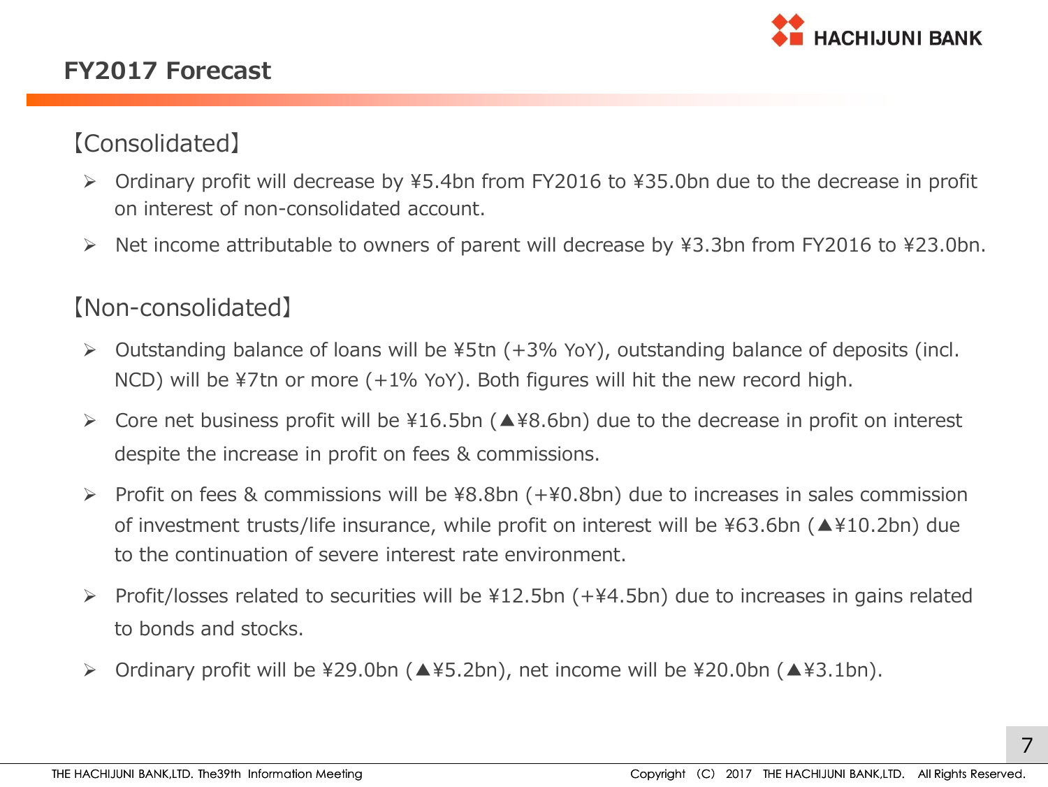# FY2017 Forecast

【Consolidated】

- Ordinary profit will decrease by ¥5.4bn from FY2016 to ¥35.0bn due to the decrease in profit on interest of non-consolidated account.
- Net income attributable to owners of parent will decrease by ¥3.3bn from FY2016 to ¥23.0bn.

【Non-consolidated】

- Outstanding balance of loans will be ¥5tn (+3% YoY), outstanding balance of deposits (incl. NCD) will be ¥7tn or more (+1% YoY). Both figures will hit the new record high.
- Core net business profit will be ¥16.5bn (▲¥8.6bn) due to the decrease in profit on interest despite the increase in profit on fees & commissions.
- Profit on fees & commissions will be ¥8.8bn (+¥0.8bn) due to increases in sales commission of investment trusts/life insurance, while profit on interest will be ¥63.6bn (▲¥10.2bn) due to the continuation of severe interest rate environment.
- Profit/losses related to securities will be ¥12.5bn (+¥4.5bn) due to increases in gains related to bonds and stocks.
- Ordinary profit will be ¥29.0bn (▲¥5.2bn), net income will be ¥20.0bn (▲¥3.1bn).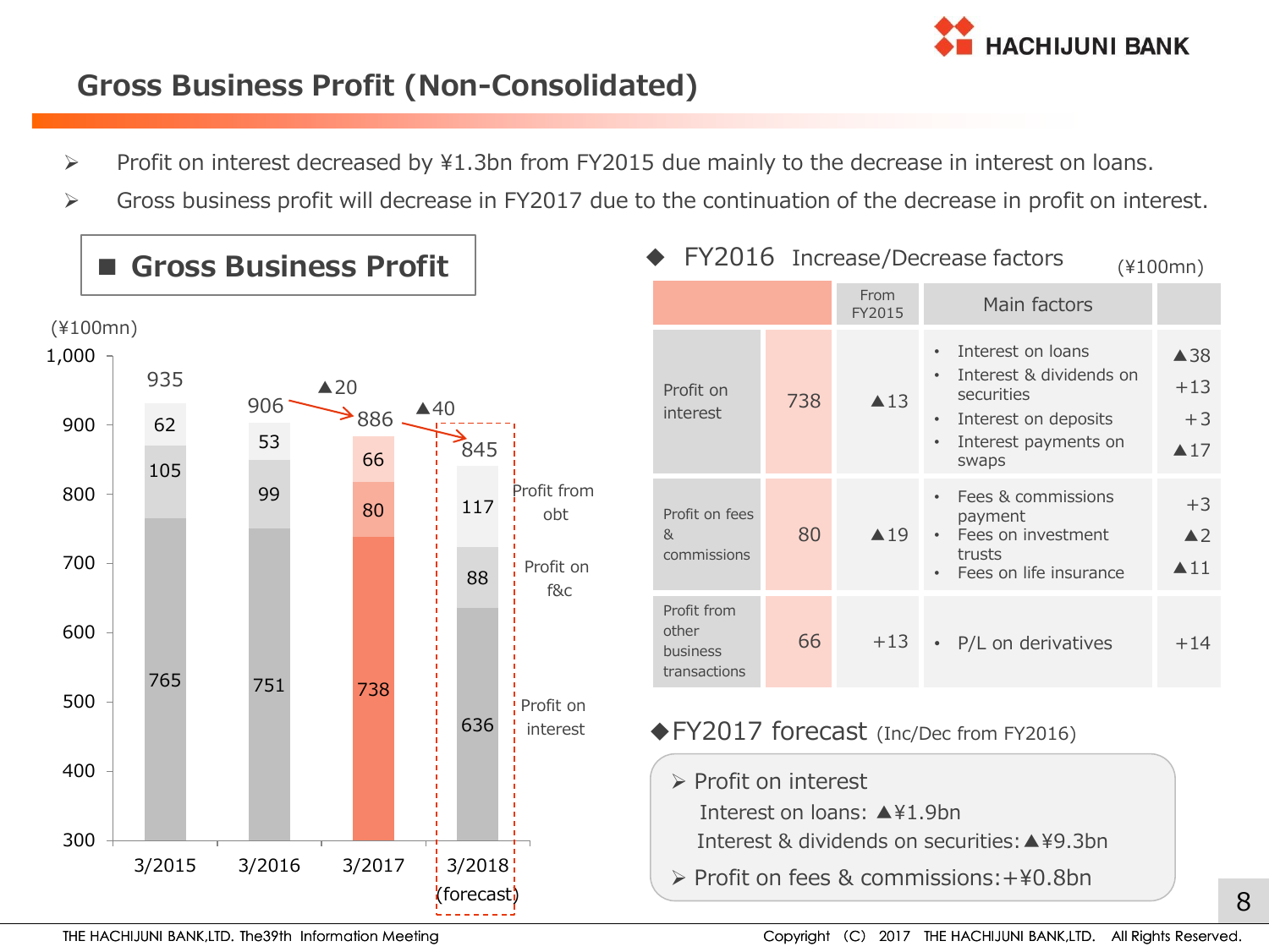# Gross Business Profit (Non-Consolidated)

- Profit on interest decreased by ¥1.3bn from FY2015 due mainly to the decrease in interest on loans.
- Gross business profit will decrease in FY2017 due to the continuation of the decrease in profit on interest.

## ■ Gross Business Profit

(¥100mn)

| | 3/2015 | 3/2016 | 3/2017 | 3/2018 (forecast) |
|---|---|---|---|---|
| Profit from obt | 62 | 53 | 66 | 117 |
| Profit on f&c | 105 | 99 | 80 | 88 |
| Profit on interest | 765 | 751 | 738 | 636 |
| Total | 935 | 906 | 886 (▲20) | 845 (▲40) |

## ◆ FY2016 Increase/Decrease factors

(¥100mn)

| | | From FY2015 | Main factors | |
|---|---|---|---|---|
| Profit on interest | 738 | ▲13 | • Interest on loans | ▲38 |
| | | | • Interest & dividends on securities | +13 |
| | | | • Interest on deposits | +3 |
| | | | • Interest payments on swaps | ▲17 |
| Profit on fees & commissions | 80 | ▲19 | • Fees & commissions payment | +3 |
| | | | • Fees on investment trusts | ▲2 |
| | | | • Fees on life insurance | ▲11 |
| Profit from other business transactions | 66 | +13 | • P/L on derivatives | +14 |

## ◆FY2017 forecast (Inc/Dec from FY2016)

- Profit on interest
  - Interest on loans: ▲¥1.9bn
  - Interest & dividends on securities: ▲¥9.3bn
- Profit on fees & commissions: +¥0.8bn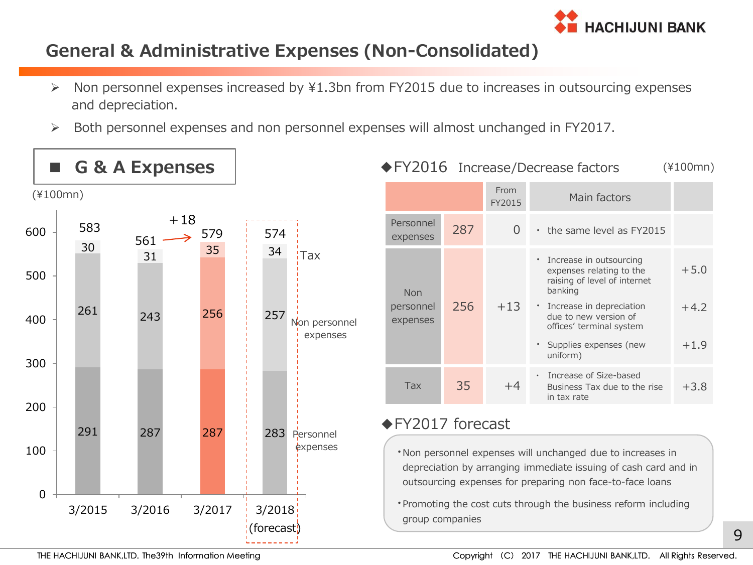# General & Administrative Expenses (Non-Consolidated)

- Non personnel expenses increased by ¥1.3bn from FY2015 due to increases in outsourcing expenses and depreciation.
- Both personnel expenses and non personnel expenses will almost unchanged in FY2017.

## ■ G & A Expenses

(¥100mn)

| | 3/2015 | 3/2016 | 3/2017 | 3/2018 (forecast) |
|---|---|---|---|---|
| Tax | 30 | 31 | 35 | 34 |
| Non personnel expenses | 261 | 243 | 256 | 257 |
| Personnel expenses | 291 | 287 | 287 | 283 |
| Total | 583 | 561 | 579 | 574 |

+18 (3/2016 → 3/2017)

## ◆FY2016 Increase/Decrease factors

(¥100mn)

| | | From FY2015 | Main factors | |
|---|---|---|---|---|
| Personnel expenses | 287 | 0 | ・the same level as FY2015 | |
| Non personnel expenses | 256 | +13 | ・Increase in outsourcing expenses relating to the raising of level of internet banking | +5.0 |
| | | | ・Increase in depreciation due to new version of offices' terminal system | +4.2 |
| | | | ・Supplies expenses (new uniform) | +1.9 |
| Tax | 35 | +4 | ・Increase of Size-based Business Tax due to the rise in tax rate | +3.8 |

## ◆FY2017 forecast

- Non personnel expenses will unchanged due to increases in depreciation by arranging immediate issuing of cash card and in outsourcing expenses for preparing non face-to-face loans
- Promoting the cost cuts through the business reform including group companies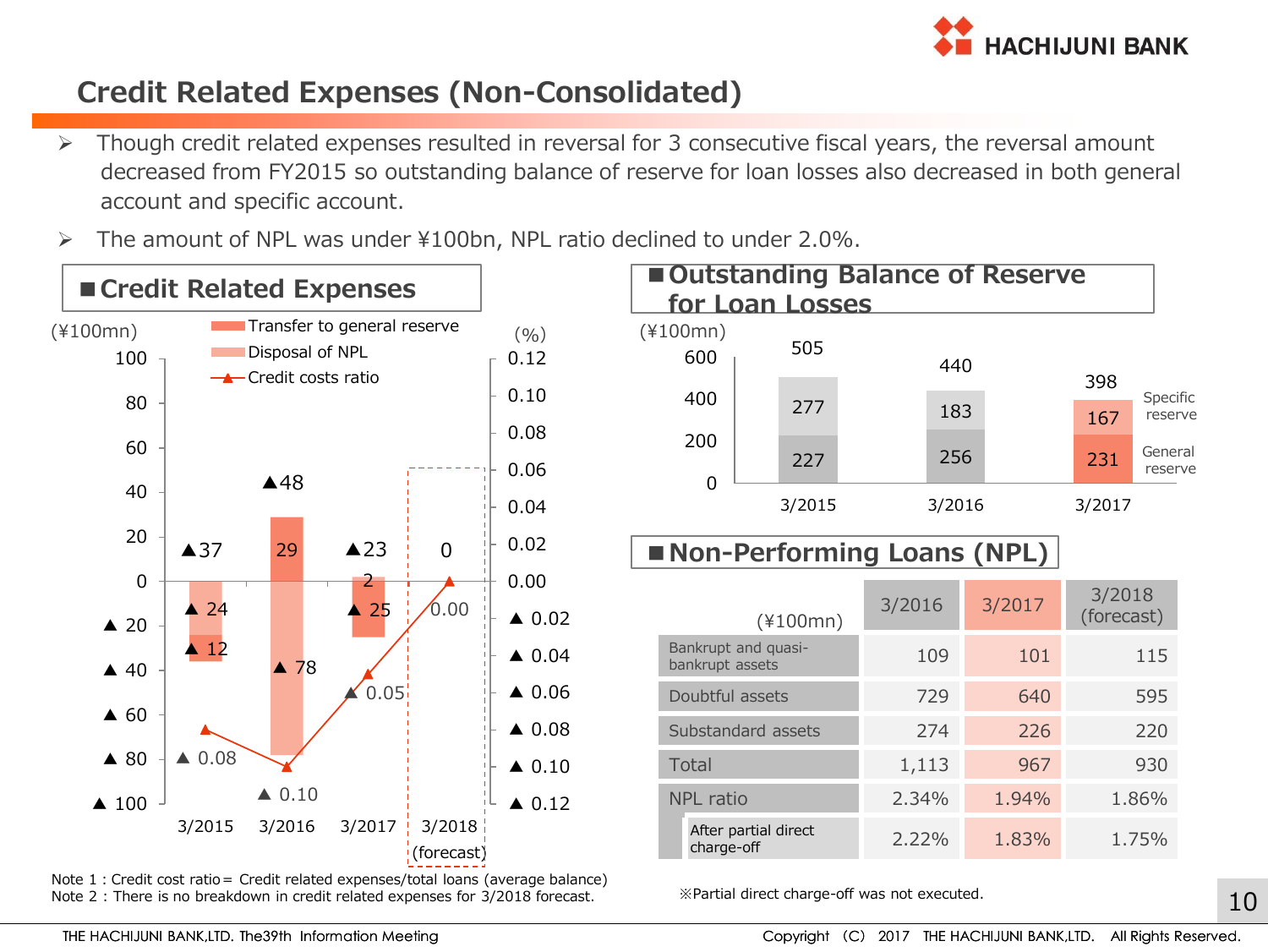# Credit Related Expenses (Non-Consolidated)

- Though credit related expenses resulted in reversal for 3 consecutive fiscal years, the reversal amount decreased from FY2015 so outstanding balance of reserve for loan losses also decreased in both general account and specific account.
- The amount of NPL was under ¥100bn, NPL ratio declined to under 2.0%.

## ■Credit Related Expenses

(¥100mn)

| | 3/2015 | 3/2016 | 3/2017 | 3/2018 (forecast) |
|---|---|---|---|---|
| Credit related expenses (total) | ▲37 | ▲48 | ▲23 | 0 |
| Transfer to general reserve | ▲12 | 29 | ▲25 | |
| Disposal of NPL | ▲24 | ▲78 | 2 | |
| Credit costs ratio (%) | ▲0.08 | ▲0.10 | ▲0.05 | 0.00 |

Note 1 : Credit cost ratio = Credit related expenses/total loans (average balance)
Note 2 : There is no breakdown in credit related expenses for 3/2018 forecast.

## ■Outstanding Balance of Reserve for Loan Losses

(¥100mn)

| | 3/2015 | 3/2016 | 3/2017 |
|---|---|---|---|
| Specific reserve | 277 | 183 | 167 |
| General reserve | 227 | 256 | 231 |
| Total | 505 | 440 | 398 |

## ■Non-Performing Loans (NPL)

| (¥100mn) | 3/2016 | 3/2017 | 3/2018 (forecast) |
|---|---|---|---|
| Bankrupt and quasi-bankrupt assets | 109 | 101 | 115 |
| Doubtful assets | 729 | 640 | 595 |
| Substandard assets | 274 | 226 | 220 |
| Total | 1,113 | 967 | 930 |
| NPL ratio | 2.34% | 1.94% | 1.86% |
| After partial direct charge-off | 2.22% | 1.83% | 1.75% |

※Partial direct charge-off was not executed.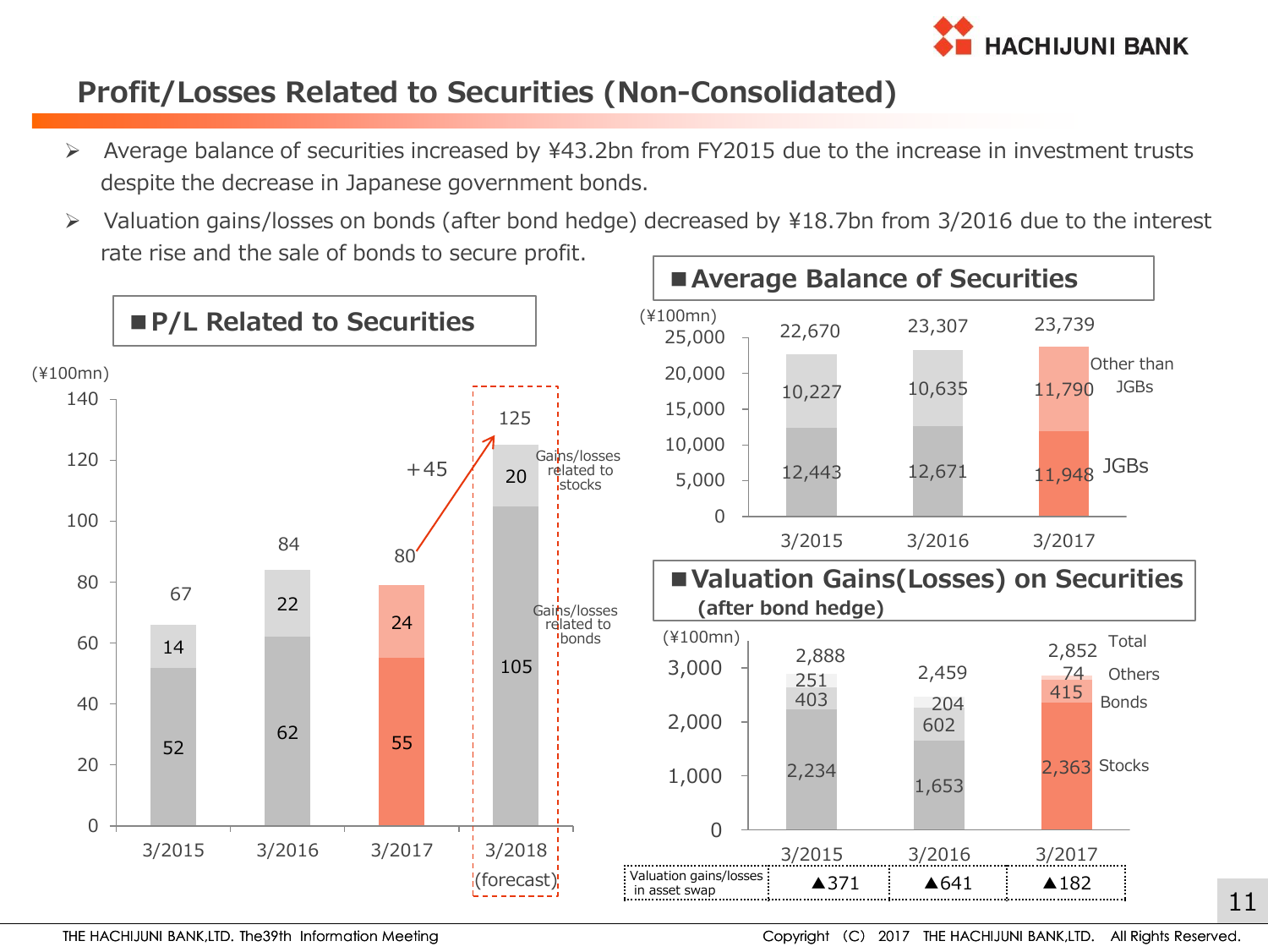# Profit/Losses Related to Securities (Non-Consolidated)

- Average balance of securities increased by ¥43.2bn from FY2015 due to the increase in investment trusts despite the decrease in Japanese government bonds.
- Valuation gains/losses on bonds (after bond hedge) decreased by ¥18.7bn from 3/2016 due to the interest rate rise and the sale of bonds to secure profit.

## ■ P/L Related to Securities

(¥100mn)

| | 3/2015 | 3/2016 | 3/2017 | 3/2018 (forecast) |
|---|---|---|---|---|
| Gains/losses related to stocks | 14 | 22 | 24 | 20 |
| Gains/losses related to bonds | 52 | 62 | 55 | 105 |
| Total | 67 | 84 | 80 | 125 |

+45 (3/2017 → 3/2018 forecast)

## ■ Average Balance of Securities

(¥100mn)

| | 3/2015 | 3/2016 | 3/2017 |
|---|---|---|---|
| Other than JGBs | 10,227 | 10,635 | 11,790 |
| JGBs | 12,443 | 12,671 | 11,948 |
| Total | 22,670 | 23,307 | 23,739 |

## ■ Valuation Gains(Losses) on Securities (after bond hedge)

(¥100mn)

| | 3/2015 | 3/2016 | 3/2017 |
|---|---|---|---|
| Others | 251 | 204 | 74 |
| Bonds | 403 | 602 | 415 |
| Stocks | 2,234 | 1,653 | 2,363 |
| Total | 2,888 | 2,459 | 2,852 |
| Valuation gains/losses in asset swap | ▲371 | ▲641 | ▲182 |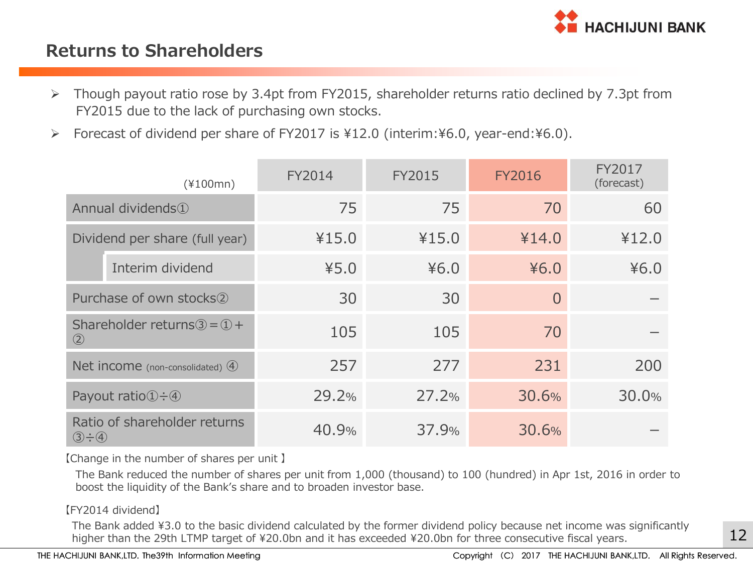## Returns to Shareholders

- Though payout ratio rose by 3.4pt from FY2015, shareholder returns ratio declined by 7.3pt from FY2015 due to the lack of purchasing own stocks.
- Forecast of dividend per share of FY2017 is ¥12.0 (interim:¥6.0, year-end:¥6.0).

| (¥100mn) | FY2014 | FY2015 | FY2016 | FY2017 (forecast) |
|---|---|---|---|---|
| Annual dividends① | 75 | 75 | 70 | 60 |
| Dividend per share (full year) | ¥15.0 | ¥15.0 | ¥14.0 | ¥12.0 |
| Interim dividend | ¥5.0 | ¥6.0 | ¥6.0 | ¥6.0 |
| Purchase of own stocks② | 30 | 30 | 0 | － |
| Shareholder returns③＝①＋② | 105 | 105 | 70 | － |
| Net income (non-consolidated) ④ | 257 | 277 | 231 | 200 |
| Payout ratio①÷④ | 29.2% | 27.2% | 30.6% | 30.0% |
| Ratio of shareholder returns ③÷④ | 40.9% | 37.9% | 30.6% | － |

【Change in the number of shares per unit】

The Bank reduced the number of shares per unit from 1,000 (thousand) to 100 (hundred) in Apr 1st, 2016 in order to boost the liquidity of the Bank's share and to broaden investor base.

【FY2014 dividend】

The Bank added ¥3.0 to the basic dividend calculated by the former dividend policy because net income was significantly higher than the 29th LTMP target of ¥20.0bn and it has exceeded ¥20.0bn for three consecutive fiscal years.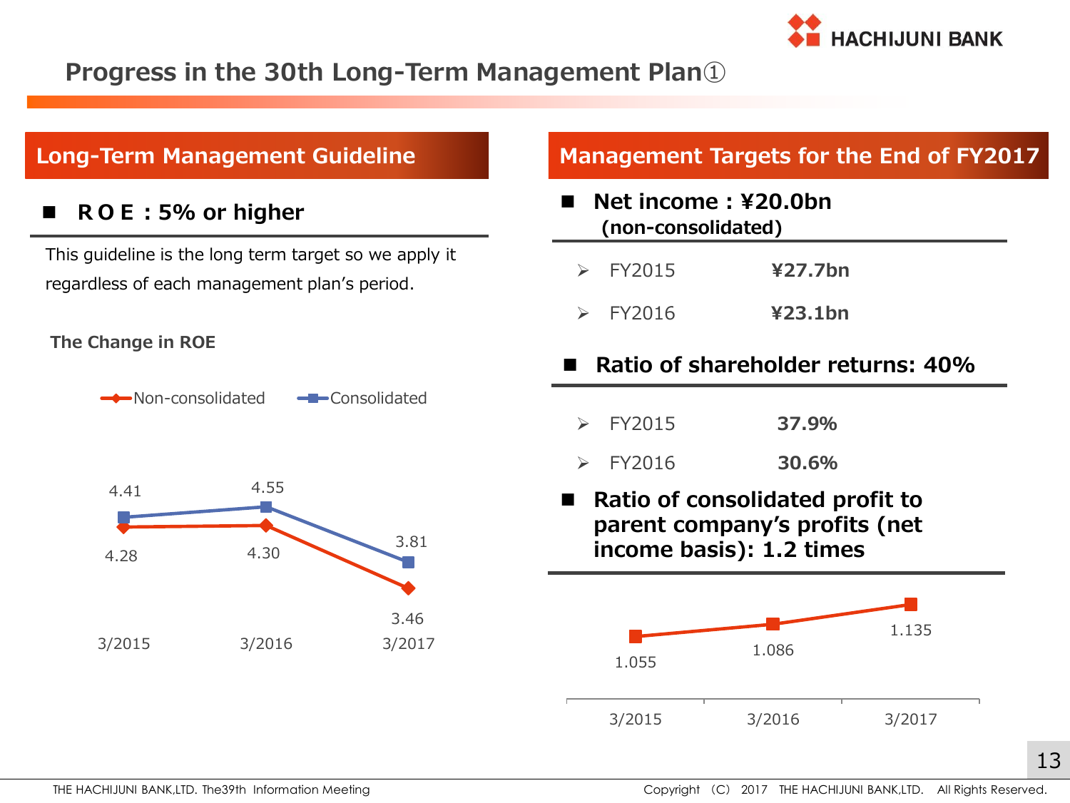# Progress in the 30th Long-Term Management Plan①

## Long-Term Management Guideline

■ **R O E : 5% or higher**

This guideline is the long term target so we apply it regardless of each management plan's period.

**The Change in ROE**

| | 3/2015 | 3/2016 | 3/2017 |
|---|---|---|---|
| Non-consolidated | 4.28 | 4.30 | 3.46 |
| Consolidated | 4.41 | 4.55 | 3.81 |

## Management Targets for the End of FY2017

■ **Net income : ¥20.0bn (non-consolidated)**

- FY2015 **¥27.7bn**
- FY2016 **¥23.1bn**

■ **Ratio of shareholder returns: 40%**

- FY2015 **37.9%**
- FY2016 **30.6%**

■ **Ratio of consolidated profit to parent company's profits (net income basis): 1.2 times**

| 3/2015 | 3/2016 | 3/2017 |
|---|---|---|
| 1.055 | 1.086 | 1.135 |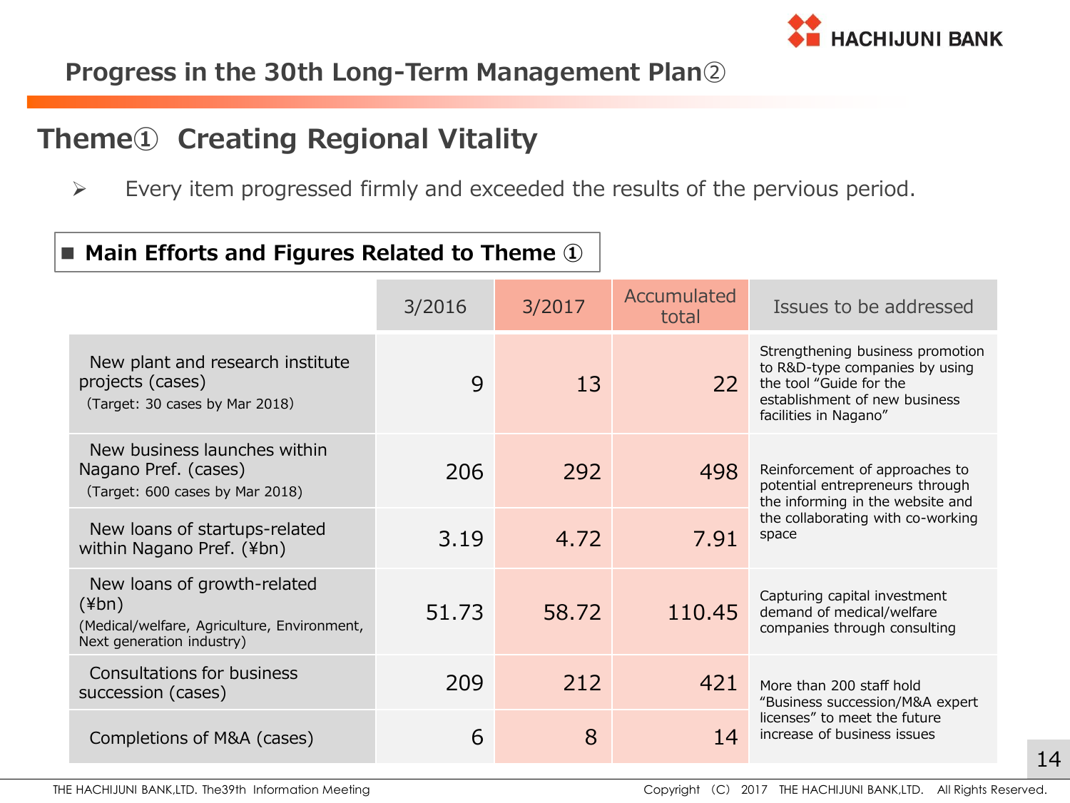# Progress in the 30th Long-Term Management Plan②

## Theme① Creating Regional Vitality

- Every item progressed firmly and exceeded the results of the pervious period.

### ■ Main Efforts and Figures Related to Theme ①

| | 3/2016 | 3/2017 | Accumulated total | Issues to be addressed |
|---|---|---|---|---|
| New plant and research institute projects (cases) (Target: 30 cases by Mar 2018) | 9 | 13 | 22 | Strengthening business promotion to R&D-type companies by using the tool "Guide for the establishment of new business facilities in Nagano" |
| New business launches within Nagano Pref. (cases) (Target: 600 cases by Mar 2018) | 206 | 292 | 498 | Reinforcement of approaches to potential entrepreneurs through the informing in the website and the collaborating with co-working space |
| New loans of startups-related within Nagano Pref. (¥bn) | 3.19 | 4.72 | 7.91 | |
| New loans of growth-related (¥bn) (Medical/welfare, Agriculture, Environment, Next generation industry) | 51.73 | 58.72 | 110.45 | Capturing capital investment demand of medical/welfare companies through consulting |
| Consultations for business succession (cases) | 209 | 212 | 421 | More than 200 staff hold "Business succession/M&A expert licenses" to meet the future increase of business issues |
| Completions of M&A (cases) | 6 | 8 | 14 | |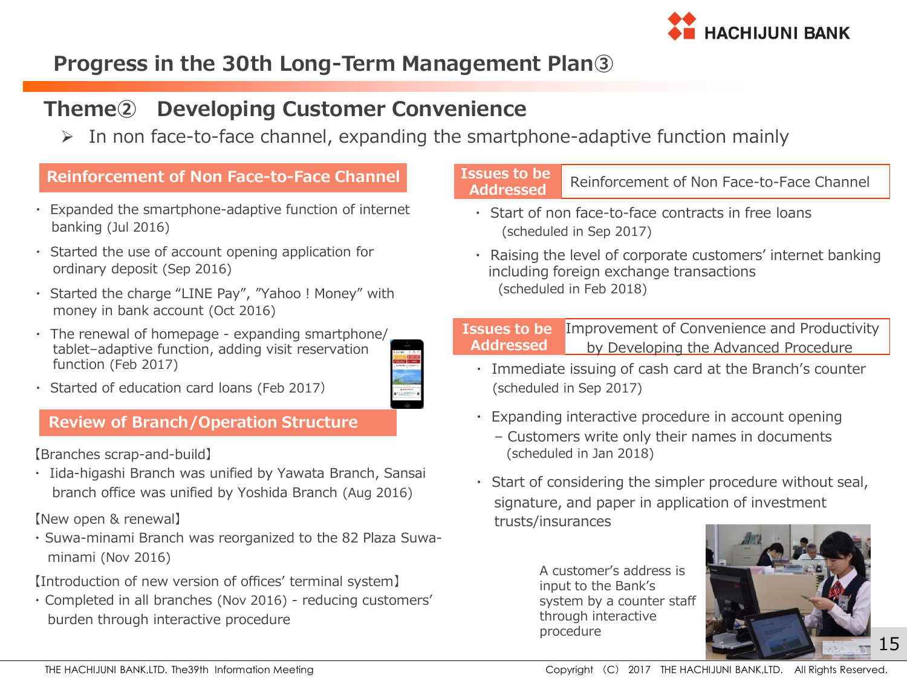# Progress in the 30th Long-Term Management Plan③

## Theme② Developing Customer Convenience

- In non face-to-face channel, expanding the smartphone-adaptive function mainly

### Reinforcement of Non Face-to-Face Channel

- Expanded the smartphone-adaptive function of internet banking (Jul 2016)
- Started the use of account opening application for ordinary deposit (Sep 2016)
- Started the charge "LINE Pay", "Yahoo ! Money" with money in bank account (Oct 2016)
- The renewal of homepage - expanding smartphone/ tablet–adaptive function, adding visit reservation function (Feb 2017)
- Started of education card loans (Feb 2017)

### Review of Branch/Operation Structure

【Branches scrap-and-build】

- Iida-higashi Branch was unified by Yawata Branch, Sansai branch office was unified by Yoshida Branch (Aug 2016)

【New open & renewal】

- Suwa-minami Branch was reorganized to the 82 Plaza Suwa-minami (Nov 2016)

【Introduction of new version of offices' terminal system】

- Completed in all branches (Nov 2016) - reducing customers' burden through interactive procedure

### Issues to be Addressed: Reinforcement of Non Face-to-Face Channel

- Start of non face-to-face contracts in free loans (scheduled in Sep 2017)
- Raising the level of corporate customers' internet banking including foreign exchange transactions (scheduled in Feb 2018)

### Issues to be Addressed: Improvement of Convenience and Productivity by Developing the Advanced Procedure

- Immediate issuing of cash card at the Branch's counter (scheduled in Sep 2017)
- Expanding interactive procedure in account opening
  - Customers write only their names in documents (scheduled in Jan 2018)
- Start of considering the simpler procedure without seal, signature, and paper in application of investment trusts/insurances

A customer's address is input to the Bank's system by a counter staff through interactive procedure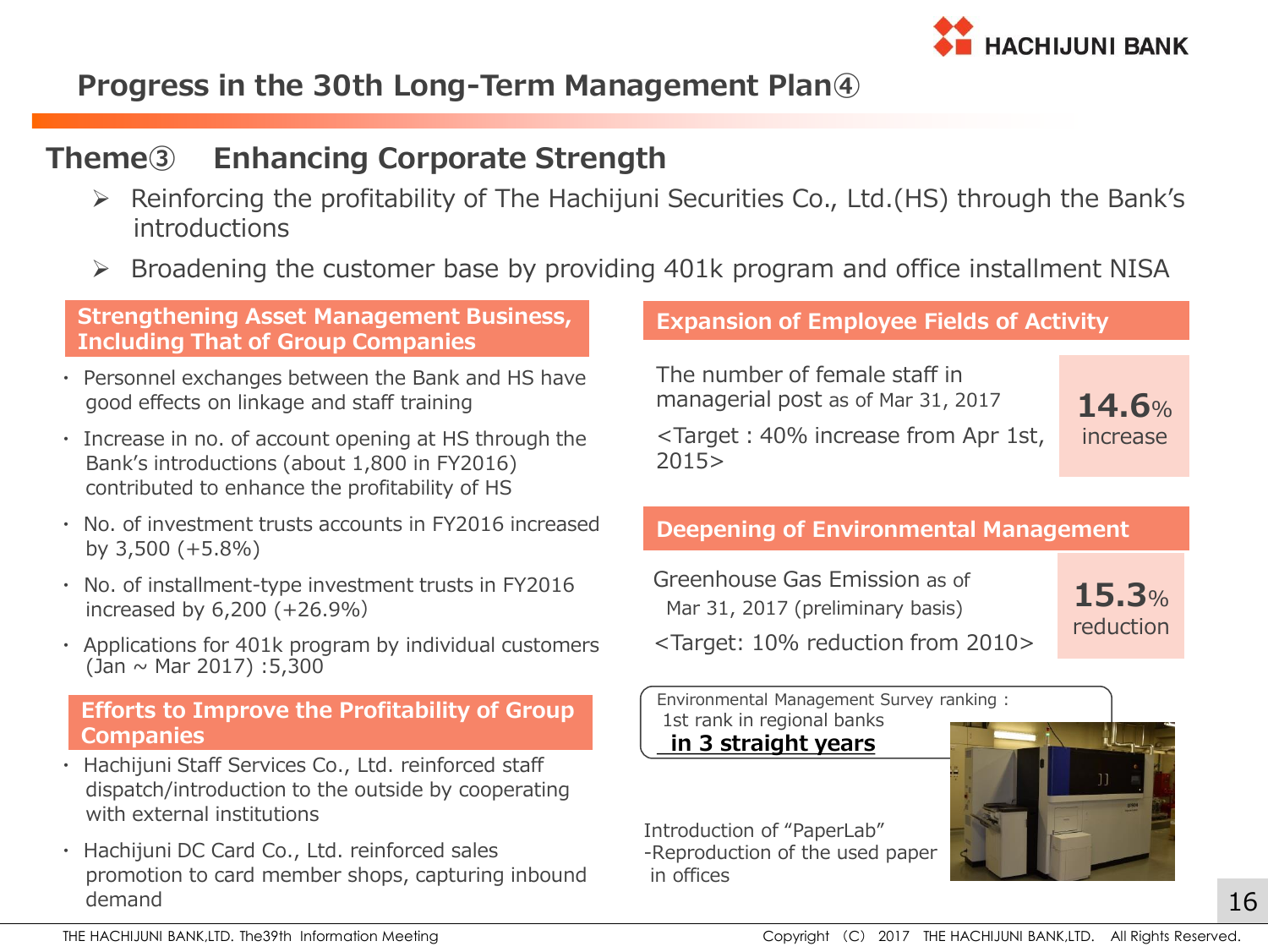# Progress in the 30th Long-Term Management Plan④

## Theme③　Enhancing Corporate Strength

- Reinforcing the profitability of The Hachijuni Securities Co., Ltd.(HS) through the Bank's introductions
- Broadening the customer base by providing 401k program and office installment NISA

### Strengthening Asset Management Business, Including That of Group Companies

- Personnel exchanges between the Bank and HS have good effects on linkage and staff training
- Increase in no. of account opening at HS through the Bank's introductions (about 1,800 in FY2016) contributed to enhance the profitability of HS
- No. of investment trusts accounts in FY2016 increased by 3,500 (+5.8%)
- No. of installment-type investment trusts in FY2016 increased by 6,200 (+26.9%)
- Applications for 401k program by individual customers (Jan ~ Mar 2017) :5,300

### Efforts to Improve the Profitability of Group Companies

- Hachijuni Staff Services Co., Ltd. reinforced staff dispatch/introduction to the outside by cooperating with external institutions
- Hachijuni DC Card Co., Ltd. reinforced sales promotion to card member shops, capturing inbound demand

### Expansion of Employee Fields of Activity

The number of female staff in managerial post as of Mar 31, 2017

<Target : 40% increase from Apr 1st, 2015>

**14.6%** increase

### Deepening of Environmental Management

Greenhouse Gas Emission as of Mar 31, 2017 (preliminary basis)

<Target: 10% reduction from 2010>

**15.3%** reduction

Environmental Management Survey ranking : 1st rank in regional banks **in 3 straight years**

Introduction of "PaperLab" -Reproduction of the used paper in offices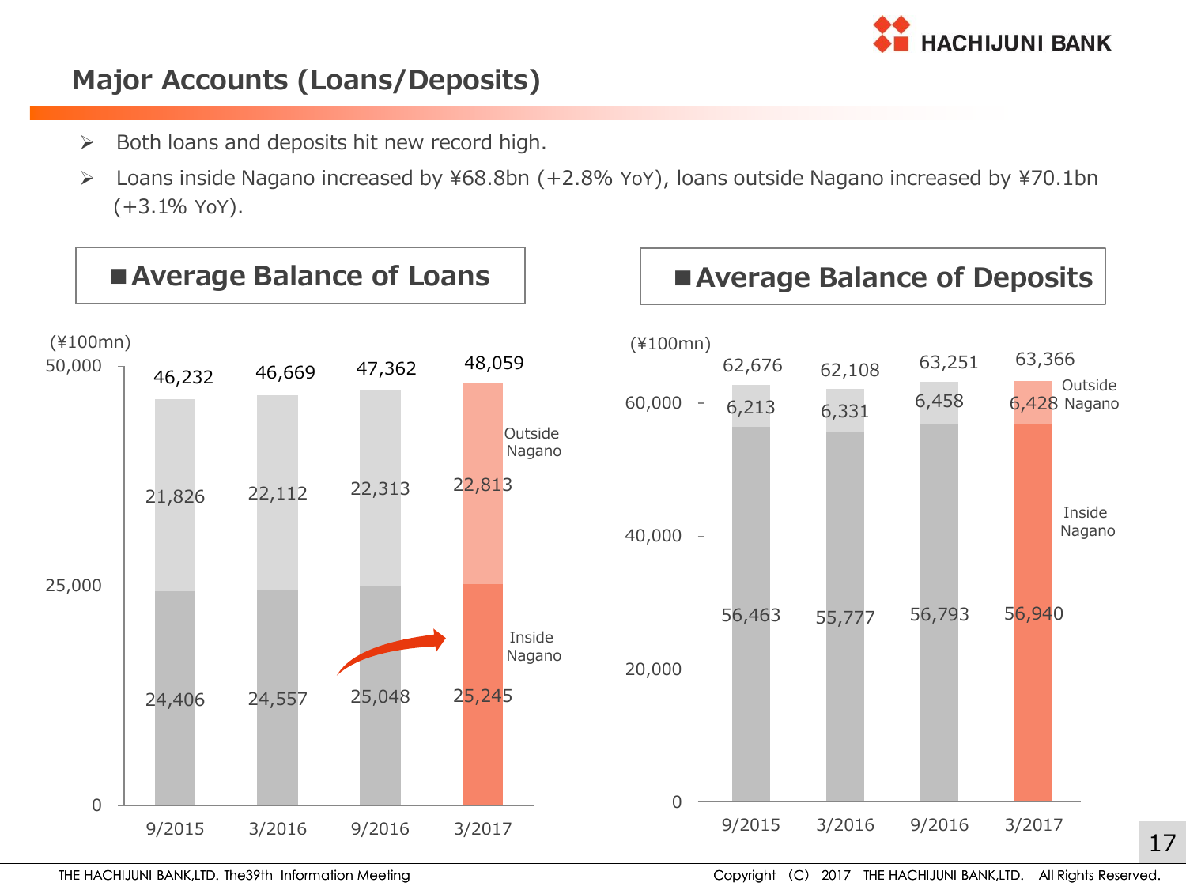## Major Accounts (Loans/Deposits)

- Both loans and deposits hit new record high.
- Loans inside Nagano increased by ¥68.8bn (+2.8% YoY), loans outside Nagano increased by ¥70.1bn (+3.1% YoY).

### ■Average Balance of Loans

(¥100mn)

| | 9/2015 | 3/2016 | 9/2016 | 3/2017 |
|---|---|---|---|---|
| Outside Nagano | 21,826 | 22,112 | 22,313 | 22,813 |
| Inside Nagano | 24,406 | 24,557 | 25,048 | 25,245 |
| Total | 46,232 | 46,669 | 47,362 | 48,059 |

### ■Average Balance of Deposits

(¥100mn)

| | 9/2015 | 3/2016 | 9/2016 | 3/2017 |
|---|---|---|---|---|
| Outside Nagano | 6,213 | 6,331 | 6,458 | 6,428 |
| Inside Nagano | 56,463 | 55,777 | 56,793 | 56,940 |
| Total | 62,676 | 62,108 | 63,251 | 63,366 |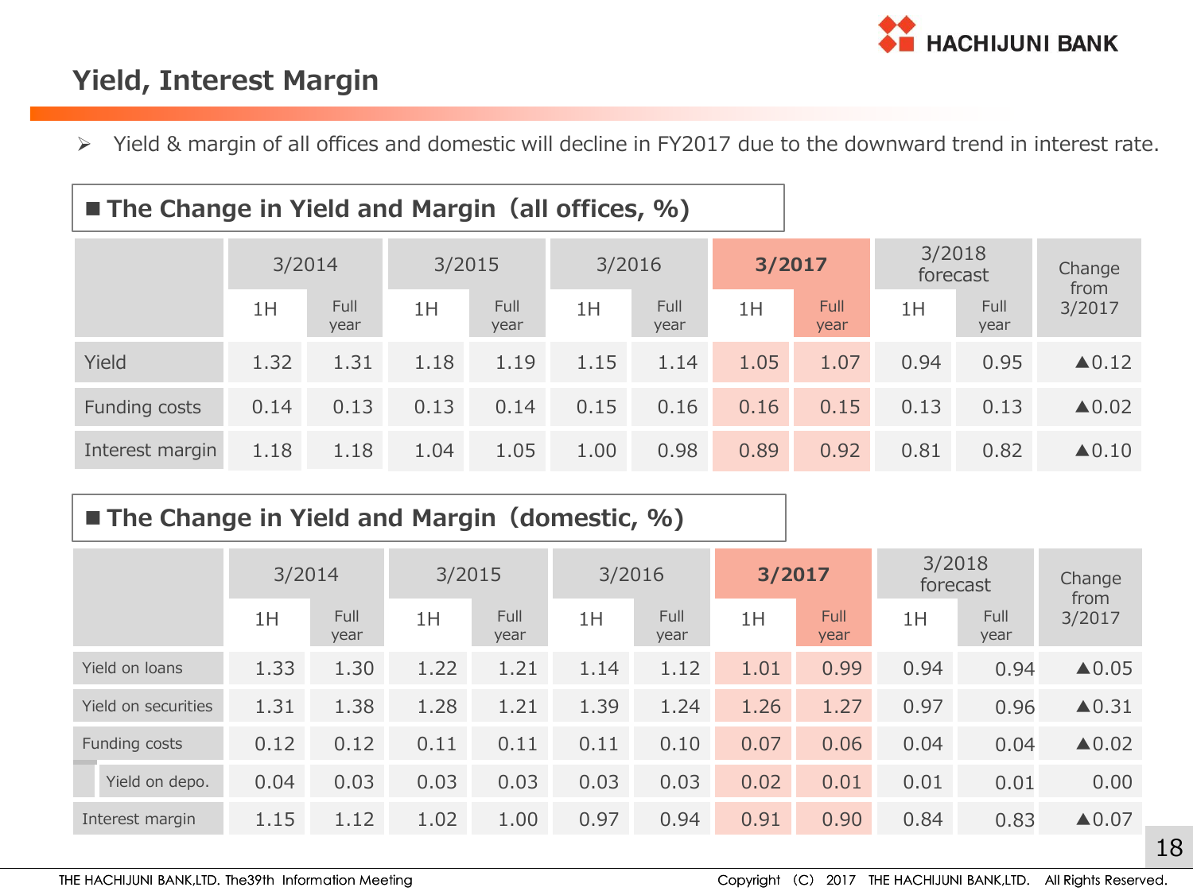# Yield, Interest Margin

- Yield & margin of all offices and domestic will decline in FY2017 due to the downward trend in interest rate.

## ■ The Change in Yield and Margin（all offices, %）

| | 3/2014 | | 3/2015 | | 3/2016 | | 3/2017 | | 3/2018 forecast | | Change from 3/2017 |
|---|---|---|---|---|---|---|---|---|---|---|---|
| | 1H | Full year | 1H | Full year | 1H | Full year | 1H | Full year | 1H | Full year | |
| Yield | 1.32 | 1.31 | 1.18 | 1.19 | 1.15 | 1.14 | 1.05 | 1.07 | 0.94 | 0.95 | ▲0.12 |
| Funding costs | 0.14 | 0.13 | 0.13 | 0.14 | 0.15 | 0.16 | 0.16 | 0.15 | 0.13 | 0.13 | ▲0.02 |
| Interest margin | 1.18 | 1.18 | 1.04 | 1.05 | 1.00 | 0.98 | 0.89 | 0.92 | 0.81 | 0.82 | ▲0.10 |

## ■ The Change in Yield and Margin（domestic, %）

| | 3/2014 | | 3/2015 | | 3/2016 | | 3/2017 | | 3/2018 forecast | | Change from 3/2017 |
|---|---|---|---|---|---|---|---|---|---|---|---|
| | 1H | Full year | 1H | Full year | 1H | Full year | 1H | Full year | 1H | Full year | |
| Yield on loans | 1.33 | 1.30 | 1.22 | 1.21 | 1.14 | 1.12 | 1.01 | 0.99 | 0.94 | 0.94 | ▲0.05 |
| Yield on securities | 1.31 | 1.38 | 1.28 | 1.21 | 1.39 | 1.24 | 1.26 | 1.27 | 0.97 | 0.96 | ▲0.31 |
| Funding costs | 0.12 | 0.12 | 0.11 | 0.11 | 0.11 | 0.10 | 0.07 | 0.06 | 0.04 | 0.04 | ▲0.02 |
| Yield on depo. | 0.04 | 0.03 | 0.03 | 0.03 | 0.03 | 0.03 | 0.02 | 0.01 | 0.01 | 0.01 | 0.00 |
| Interest margin | 1.15 | 1.12 | 1.02 | 1.00 | 0.97 | 0.94 | 0.91 | 0.90 | 0.84 | 0.83 | ▲0.07 |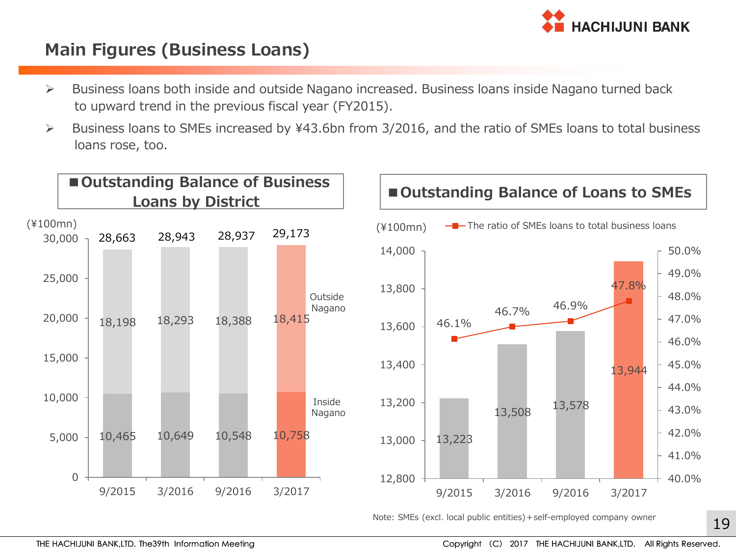# Main Figures (Business Loans)

- Business loans both inside and outside Nagano increased. Business loans inside Nagano turned back to upward trend in the previous fiscal year (FY2015).
- Business loans to SMEs increased by ¥43.6bn from 3/2016, and the ratio of SMEs loans to total business loans rose, too.

## ■Outstanding Balance of Business Loans by District

(¥100mn)

| | 9/2015 | 3/2016 | 9/2016 | 3/2017 |
|---|---|---|---|---|
| Outside Nagano | 18,198 | 18,293 | 18,388 | 18,415 |
| Inside Nagano | 10,465 | 10,649 | 10,548 | 10,758 |
| Total | 28,663 | 28,943 | 28,937 | 29,173 |

## ■Outstanding Balance of Loans to SMEs

(¥100mn)

| | 9/2015 | 3/2016 | 9/2016 | 3/2017 |
|---|---|---|---|---|
| Loans to SMEs | 13,223 | 13,508 | 13,578 | 13,944 |
| The ratio of SMEs loans to total business loans | 46.1% | 46.7% | 46.9% | 47.8% |

Note: SMEs (excl. local public entities)＋self-employed company owner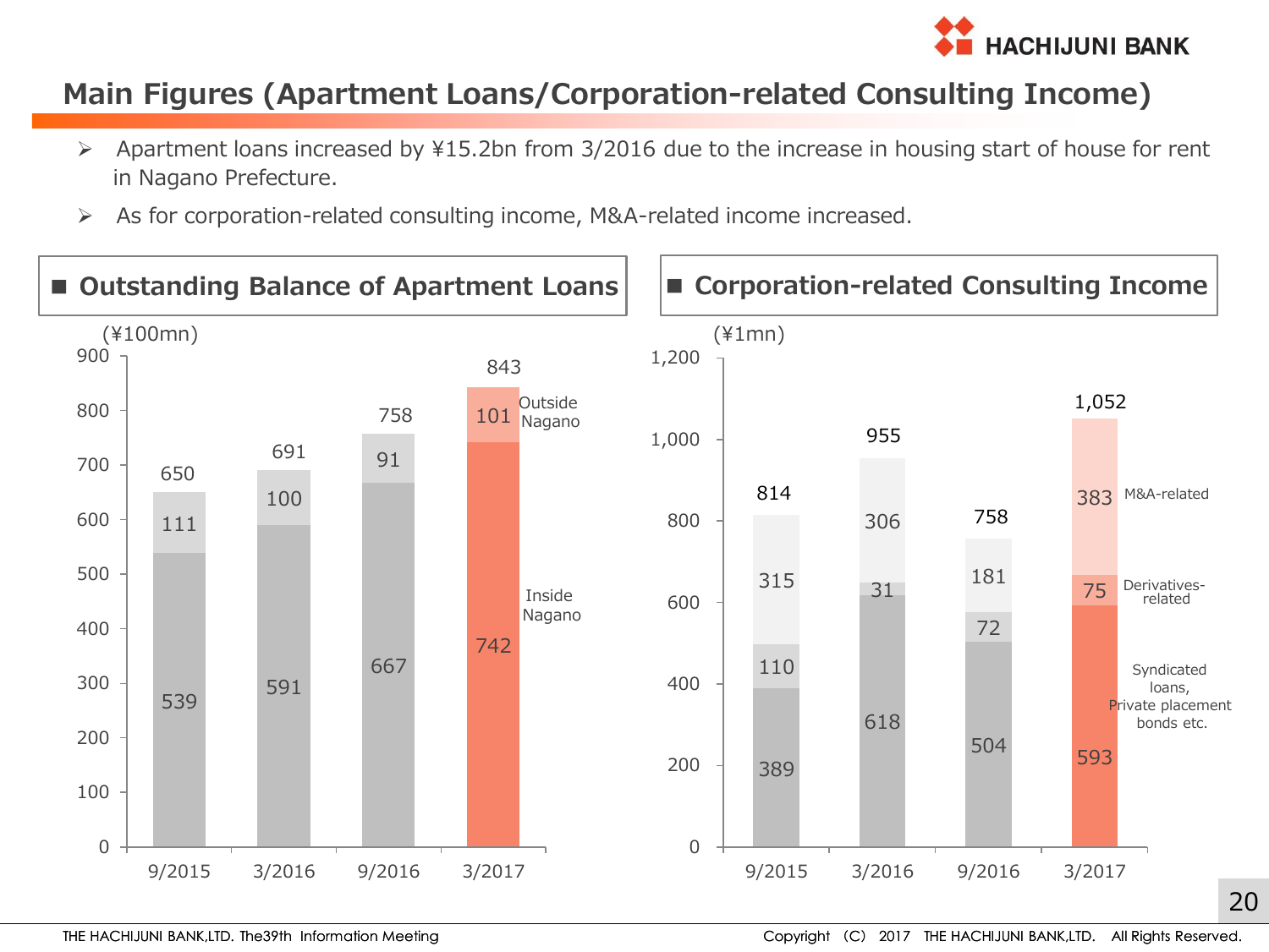# Main Figures (Apartment Loans/Corporation-related Consulting Income)

- Apartment loans increased by ¥15.2bn from 3/2016 due to the increase in housing start of house for rent in Nagano Prefecture.
- As for corporation-related consulting income, M&A-related income increased.

## Outstanding Balance of Apartment Loans

(¥100mn)

| | 9/2015 | 3/2016 | 9/2016 | 3/2017 |
|---|---|---|---|---|
| Outside Nagano | 111 | 100 | 91 | 101 |
| Inside Nagano | 539 | 591 | 667 | 742 |
| Total | 650 | 691 | 758 | 843 |

## Corporation-related Consulting Income

(¥1mn)

| | 9/2015 | 3/2016 | 9/2016 | 3/2017 |
|---|---|---|---|---|
| M&A-related | 315 | 306 | 181 | 383 |
| Derivatives-related | 110 | 31 | 72 | 75 |
| Syndicated loans, Private placement bonds etc. | 389 | 618 | 504 | 593 |
| Total | 814 | 955 | 758 | 1,052 |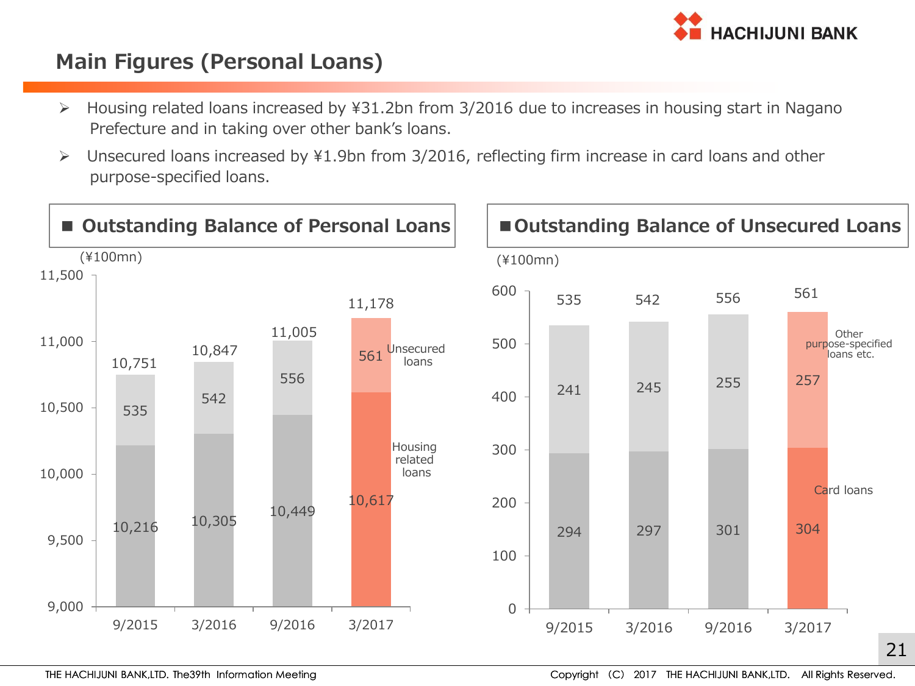# Main Figures (Personal Loans)

- Housing related loans increased by ¥31.2bn from 3/2016 due to increases in housing start in Nagano Prefecture and in taking over other bank's loans.
- Unsecured loans increased by ¥1.9bn from 3/2016, reflecting firm increase in card loans and other purpose-specified loans.

## ■ Outstanding Balance of Personal Loans

(¥100mn)

| | 9/2015 | 3/2016 | 9/2016 | 3/2017 |
|---|---|---|---|---|
| Unsecured loans | 535 | 542 | 556 | 561 |
| Housing related loans | 10,216 | 10,305 | 10,449 | 10,617 |
| Total | 10,751 | 10,847 | 11,005 | 11,178 |

## ■ Outstanding Balance of Unsecured Loans

(¥100mn)

| | 9/2015 | 3/2016 | 9/2016 | 3/2017 |
|---|---|---|---|---|
| Other purpose-specified loans etc. | 241 | 245 | 255 | 257 |
| Card loans | 294 | 297 | 301 | 304 |
| Total | 535 | 542 | 556 | 561 |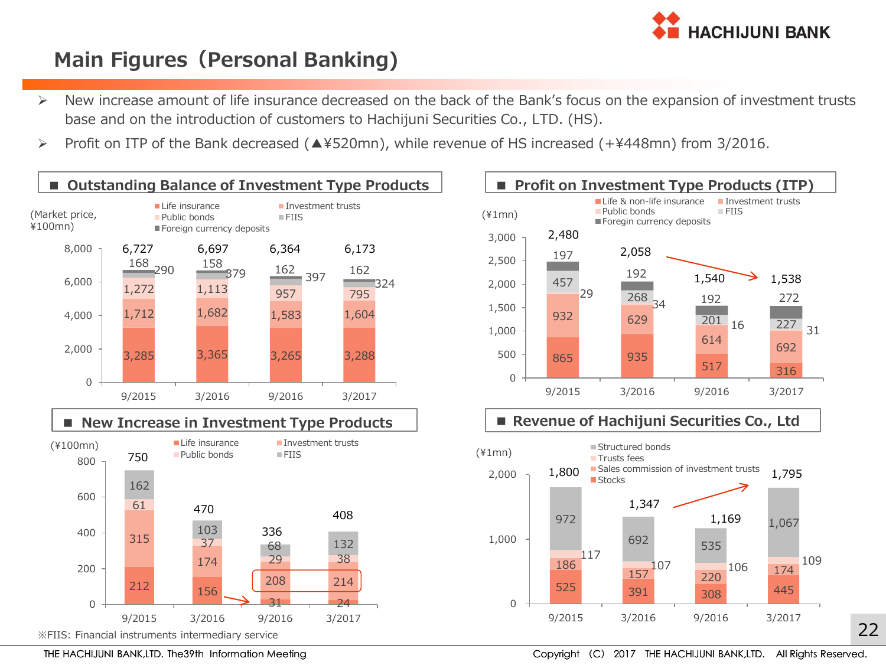# Main Figures（Personal Banking)

- New increase amount of life insurance decreased on the back of the Bank's focus on the expansion of investment trusts base and on the introduction of customers to Hachijuni Securities Co., LTD. (HS).
- Profit on ITP of the Bank decreased (▲¥520mn), while revenue of HS increased (+¥448mn) from 3/2016.

## Outstanding Balance of Investment Type Products

(Market price, ¥100mn)

| | 9/2015 | 3/2016 | 9/2016 | 3/2017 |
|---|---|---|---|---|
| Life insurance | 3,285 | 3,365 | 3,265 | 3,288 |
| Investment trusts | 1,712 | 1,682 | 1,583 | 1,604 |
| Public bonds | 1,272 | 1,113 | 957 | 795 |
| FIIS | 290 | 379 | 397 | 324 |
| Foreign currency deposits | 168 | 158 | 162 | 162 |
| Total | 6,727 | 6,697 | 6,364 | 6,173 |

## Profit on Investment Type Products (ITP)

(¥1mn)

| | 9/2015 | 3/2016 | 9/2016 | 3/2017 |
|---|---|---|---|---|
| Life & non-life insurance | 865 | 935 | 517 | 316 |
| Investment trusts | 932 | 629 | 614 | 692 |
| Public bonds | 29 | 34 | 16 | 31 |
| FIIS | 457 | 268 | 201 | 227 |
| Foregin currency deposits | 197 | 192 | 192 | 272 |
| Total | 2,480 | 2,058 | 1,540 | 1,538 |

## New Increase in Investment Type Products

(¥100mn)

| | 9/2015 | 3/2016 | 9/2016 | 3/2017 |
|---|---|---|---|---|
| Life insurance | 212 | 156 | 31 | 24 |
| Investment trusts | 315 | 174 | 208 | 214 |
| Public bonds | 61 | 37 | 29 | 38 |
| FIIS | 162 | 103 | 68 | 132 |
| Total | 750 | 470 | 336 | 408 |

※FIIS: Financial instruments intermediary service

## Revenue of Hachijuni Securities Co., Ltd

(¥1mn)

| | 9/2015 | 3/2016 | 9/2016 | 3/2017 |
|---|---|---|---|---|
| Stocks | 525 | 391 | 308 | 445 |
| Sales commission of investment trusts | 186 | 157 | 220 | 174 |
| Trusts fees | 117 | 107 | 106 | 109 |
| Structured bonds | 972 | 692 | 535 | 1,067 |
| Total | 1,800 | 1,347 | 1,169 | 1,795 |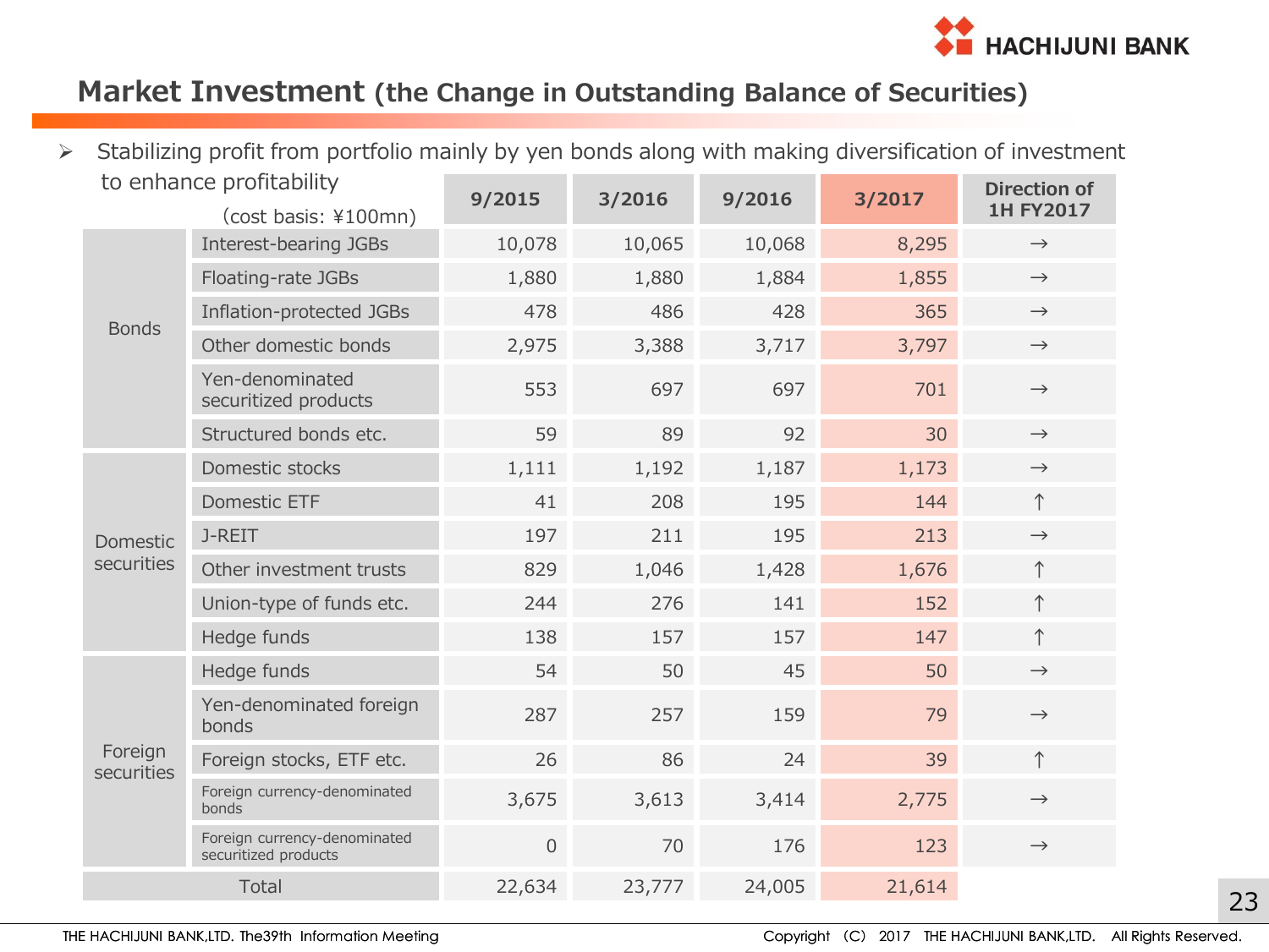# Market Investment (the Change in Outstanding Balance of Securities)

- Stabilizing profit from portfolio mainly by yen bonds along with making diversification of investment to enhance profitability

(cost basis: ¥100mn)

| | | 9/2015 | 3/2016 | 9/2016 | 3/2017 | Direction of 1H FY2017 |
|---|---|---|---|---|---|---|
| Bonds | Interest-bearing JGBs | 10,078 | 10,065 | 10,068 | 8,295 | → |
| | Floating-rate JGBs | 1,880 | 1,880 | 1,884 | 1,855 | → |
| | Inflation-protected JGBs | 478 | 486 | 428 | 365 | → |
| | Other domestic bonds | 2,975 | 3,388 | 3,717 | 3,797 | → |
| | Yen-denominated securitized products | 553 | 697 | 697 | 701 | → |
| | Structured bonds etc. | 59 | 89 | 92 | 30 | → |
| Domestic securities | Domestic stocks | 1,111 | 1,192 | 1,187 | 1,173 | → |
| | Domestic ETF | 41 | 208 | 195 | 144 | ↑ |
| | J-REIT | 197 | 211 | 195 | 213 | → |
| | Other investment trusts | 829 | 1,046 | 1,428 | 1,676 | ↑ |
| | Union-type of funds etc. | 244 | 276 | 141 | 152 | ↑ |
| | Hedge funds | 138 | 157 | 157 | 147 | ↑ |
| Foreign securities | Hedge funds | 54 | 50 | 45 | 50 | → |
| | Yen-denominated foreign bonds | 287 | 257 | 159 | 79 | → |
| | Foreign stocks, ETF etc. | 26 | 86 | 24 | 39 | ↑ |
| | Foreign currency-denominated bonds | 3,675 | 3,613 | 3,414 | 2,775 | → |
| | Foreign currency-denominated securitized products | 0 | 70 | 176 | 123 | → |
| Total | | 22,634 | 23,777 | 24,005 | 21,614 | |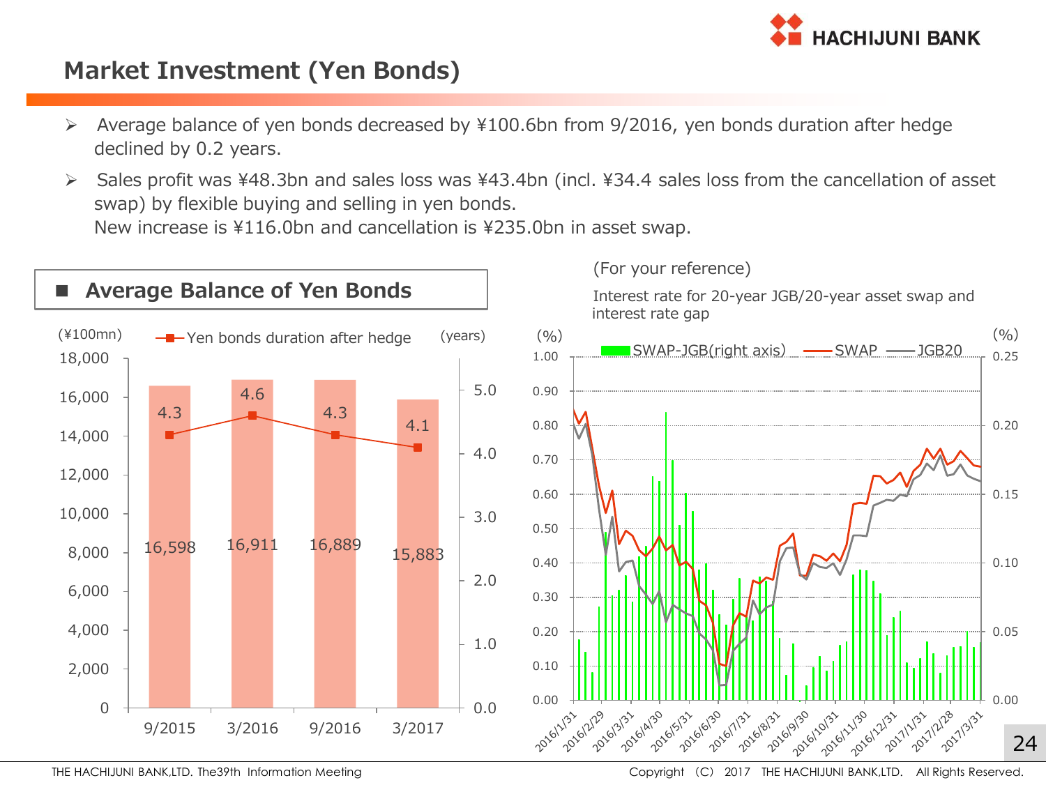# Market Investment (Yen Bonds)

- Average balance of yen bonds decreased by ¥100.6bn from 9/2016, yen bonds duration after hedge declined by 0.2 years.
- Sales profit was ¥48.3bn and sales loss was ¥43.4bn (incl. ¥34.4 sales loss from the cancellation of asset swap) by flexible buying and selling in yen bonds.
  New increase is ¥116.0bn and cancellation is ¥235.0bn in asset swap.

## ■ Average Balance of Yen Bonds

| | 9/2015 | 3/2016 | 9/2016 | 3/2017 |
|---|---|---|---|---|
| Average balance (¥100mn) | 16,598 | 16,911 | 16,889 | 15,883 |
| Yen bonds duration after hedge (years) | 4.3 | 4.6 | 4.3 | 4.1 |

(For your reference)

Interest rate for 20-year JGB/20-year asset swap and interest rate gap

Legend: SWAP-JGB(right axis), SWAP, JGB20

Left axis (%): 0.00–1.00; Right axis (%): 0.00–0.25; Period: 2016/1/31 – 2017/3/31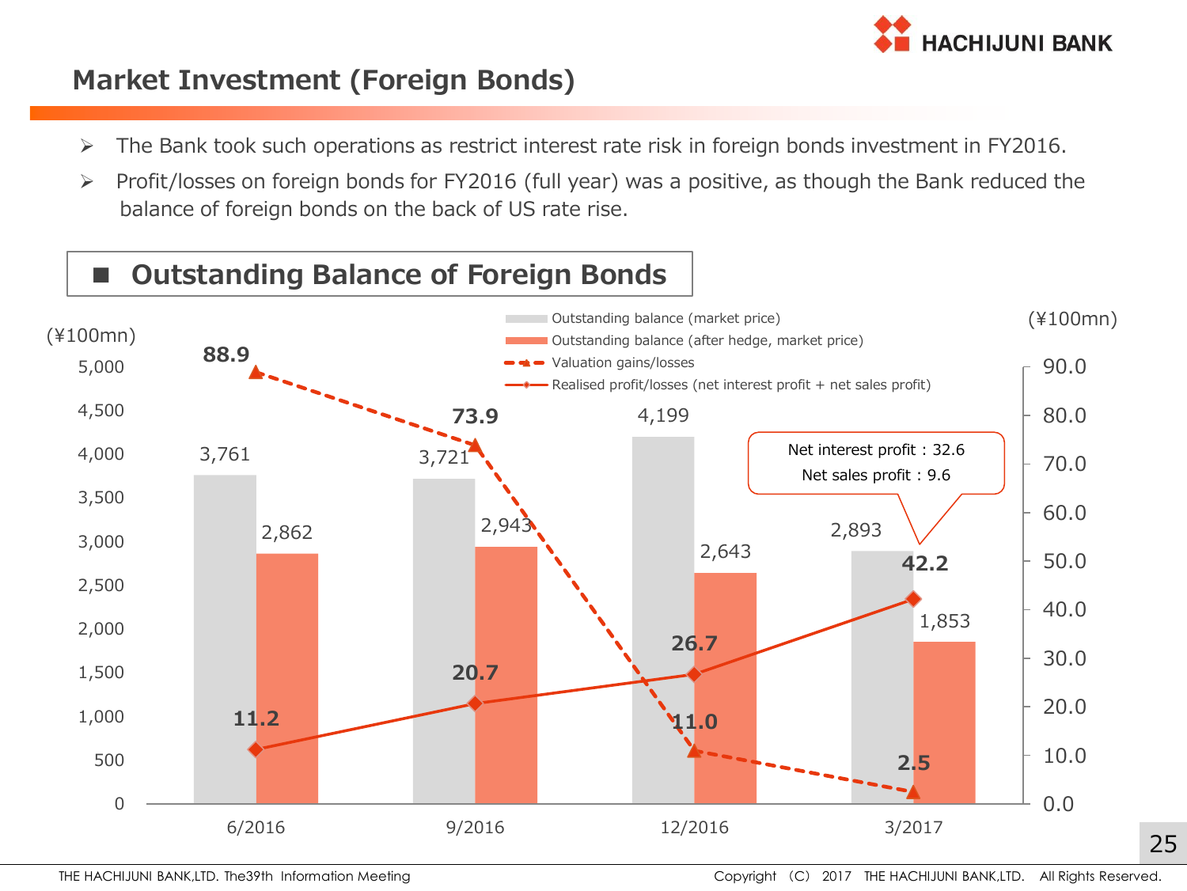# Market Investment (Foreign Bonds)

- The Bank took such operations as restrict interest rate risk in foreign bonds investment in FY2016.
- Profit/losses on foreign bonds for FY2016 (full year) was a positive, as though the Bank reduced the balance of foreign bonds on the back of US rate rise.

## ■ Outstanding Balance of Foreign Bonds

(¥100mn)

(¥100mn)

Outstanding balance (market price)

Outstanding balance (after hedge, market price)

Valuation gains/losses

Realised profit/losses (net interest profit + net sales profit)

6/2016: 3,761 / 2,862 / 88.9 / 11.2

9/2016: 3,721 / 2,943 / 73.9 / 20.7

12/2016: 4,199 / 2,643 / 11.0 / 26.7

3/2017: 2,893 / 1,853 / 2.5 / 42.2

Net interest profit : 32.6

Net sales profit : 9.6